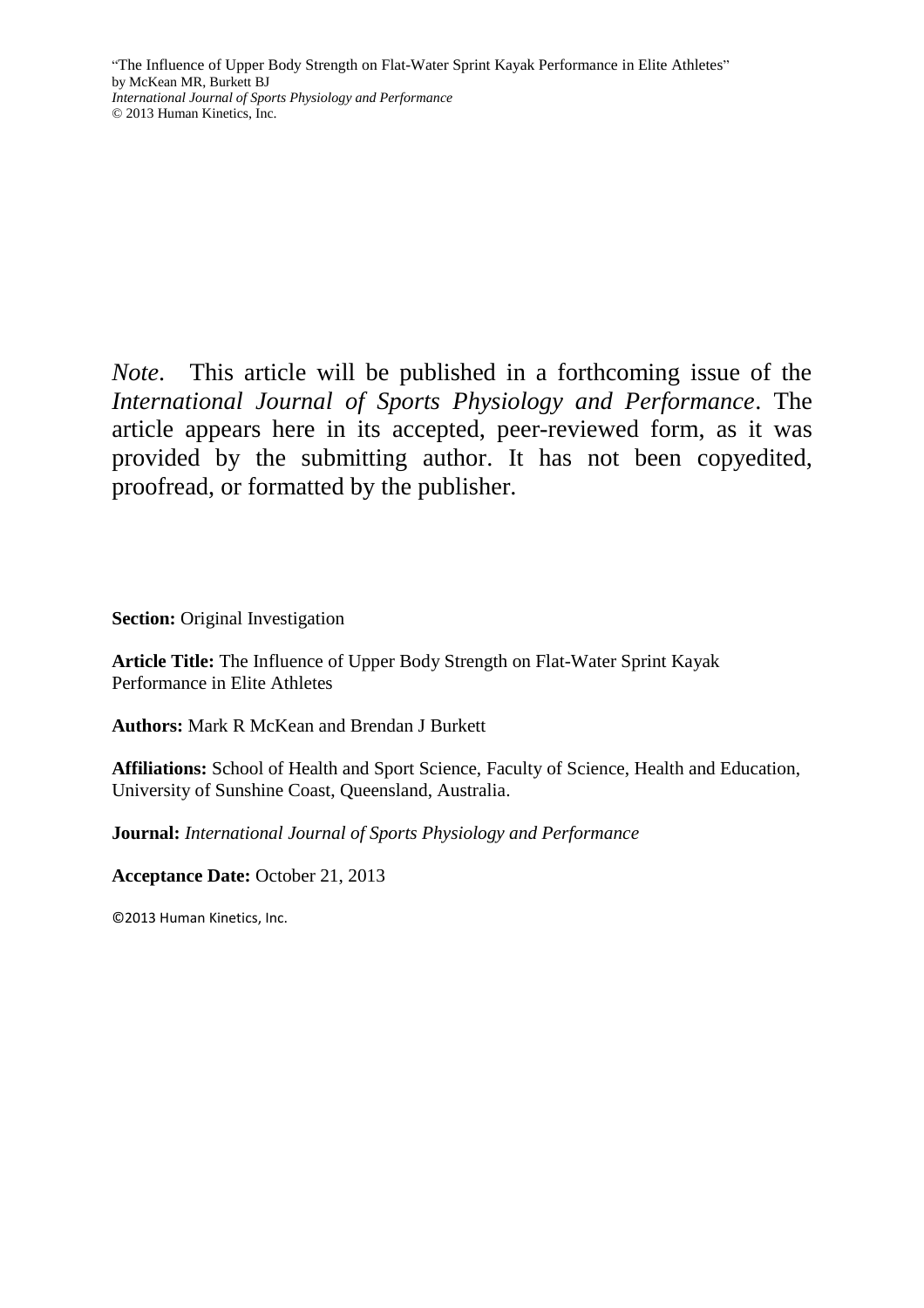*Note*. This article will be published in a forthcoming issue of the *International Journal of Sports Physiology and Performance*. The article appears here in its accepted, peer-reviewed form, as it was provided by the submitting author. It has not been copyedited, proofread, or formatted by the publisher.

**Section:** Original Investigation

**Article Title:** The Influence of Upper Body Strength on Flat-Water Sprint Kayak Performance in Elite Athletes

**Authors:** Mark R McKean and Brendan J Burkett

**Affiliations:** School of Health and Sport Science, Faculty of Science, Health and Education, University of Sunshine Coast, Queensland, Australia.

**Journal:** *International Journal of Sports Physiology and Performance*

**Acceptance Date:** October 21, 2013

©2013 Human Kinetics, Inc.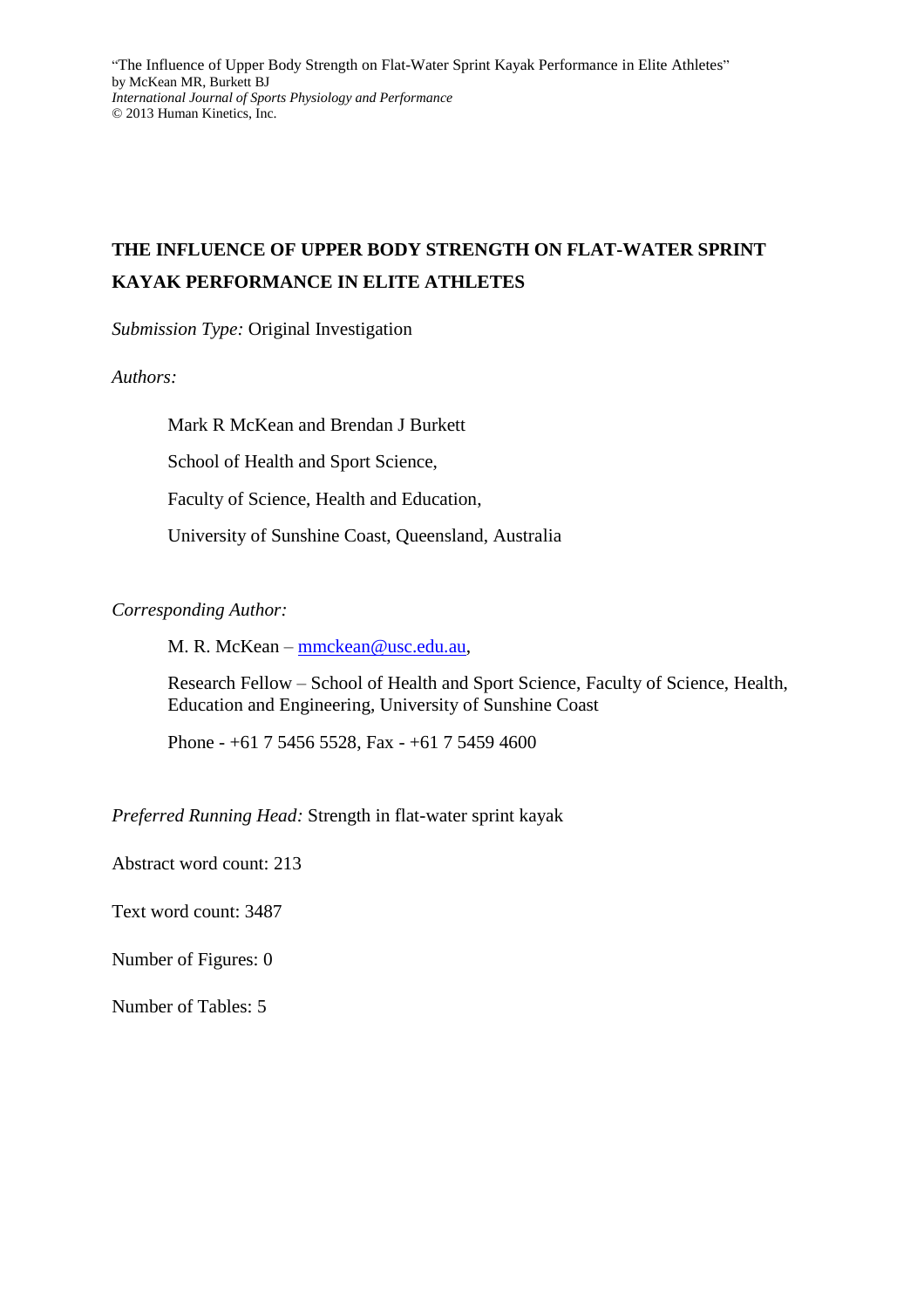# THE INFLUENCE OF UPPER BODY STRENGTH ON FLAT-WATER SPRINT KAYAK PERFORMANCE IN ELITE ATHLETES

*Submission Type:* Original Investigation

*Authors:*

Mark R McKean and Brendan J Burkett

School of Health and Sport Science,

Faculty of Science, Health and Education,

University of Sunshine Coast, Queensland, Australia

*Corresponding Author:*

M. R. McKean – mmckean@usc.edu.au,

Research Fellow – School of Health and Sport Science, Faculty of Science, Health, Education and Engineering, University of Sunshine Coast

Phone - +61 7 5456 5528, Fax - +61 7 5459 4600

*Preferred Running Head:* Strength in flat-water sprint kayak

Abstract word count: 213

Text word count: 3487

Number of Figures: 0

Number of Tables: 5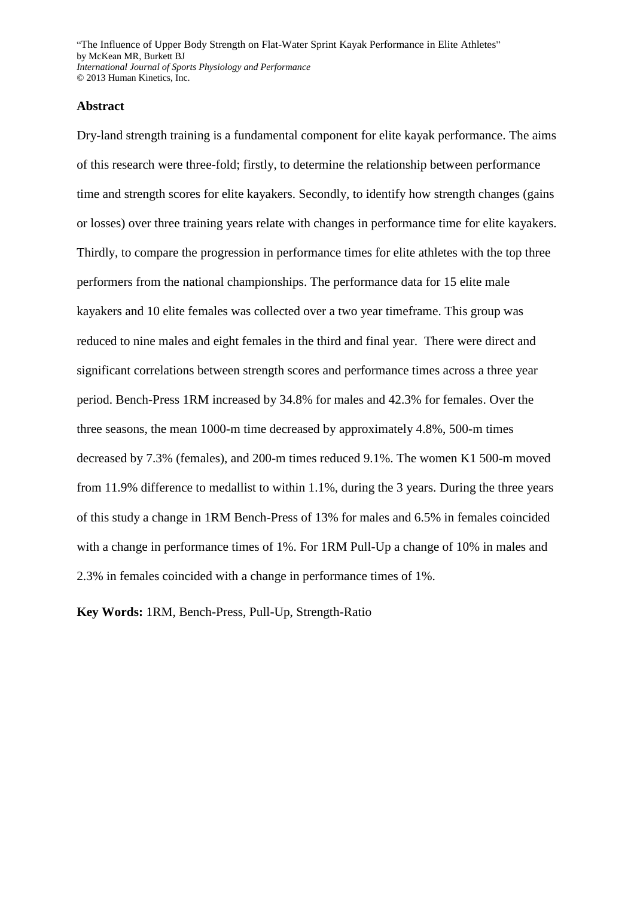## Abstract

Dry-land strength training is a fundamental component for elite kayak performance. The aims of this research were three-fold; firstly, to determine the relationship between performance time and strength scores for elite kayakers. Secondly, to identify how strength changes (gains or losses) over three training years relate with changes in performance time for elite kayakers. Thirdly, to compare the progression in performance times for elite athletes with the top three performers from the national championships. The performance data for 15 elite male kayakers and 10 elite females was collected over a two year timeframe. This group was reduced to nine males and eight females in the third and final year. There were direct and significant correlations between strength scores and performance times across a three year period. Bench-Press 1RM increased by 34.8% for males and 42.3% for females. Over the three seasons, the mean 1000-m time decreased by approximately 4.8%, 500-m times decreased by 7.3% (females), and 200-m times reduced 9.1%. The women K1 500-m moved from 11.9% difference to medallist to within 1.1%, during the 3 years. During the three years of this study a change in 1RM Bench-Press of 13% for males and 6.5% in females coincided with a change in performance times of 1%. For 1RM Pull-Up a change of 10% in males and 2.3% in females coincided with a change in performance times of 1%.

**Key Words:** 1RM, Bench-Press, Pull-Up, Strength-Ratio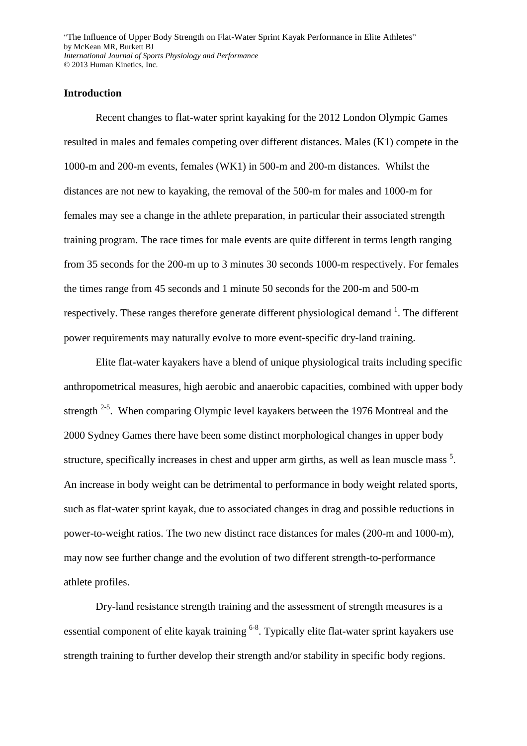## Introduction

Recent changes to flat-water sprint kayaking for the 2012 London Olympic Games resulted in males and females competing over different distances. Males (K1) compete in the 1000-m and 200-m events, females (WK1) in 500-m and 200-m distances. Whilst the distances are not new to kayaking, the removal of the 500-m for males and 1000-m for females may see a change in the athlete preparation, in particular their associated strength training program. The race times for male events are quite different in terms length ranging from 35 seconds for the 200-m up to 3 minutes 30 seconds 1000-m respectively. For females the times range from 45 seconds and 1 minute 50 seconds for the 200-m and 500-m respectively. These ranges therefore generate different physiological demand [1]. The different power requirements may naturally evolve to more event-specific dry-land training.

Elite flat-water kayakers have a blend of unique physiological traits including specific anthropometrical measures, high aerobic and anaerobic capacities, combined with upper body strength [2-5]. When comparing Olympic level kayakers between the 1976 Montreal and the 2000 Sydney Games there have been some distinct morphological changes in upper body structure, specifically increases in chest and upper arm girths, as well as lean muscle mass [5]. An increase in body weight can be detrimental to performance in body weight related sports, such as flat-water sprint kayak, due to associated changes in drag and possible reductions in power-to-weight ratios. The two new distinct race distances for males (200-m and 1000-m), may now see further change and the evolution of two different strength-to-performance athlete profiles.

Dry-land resistance strength training and the assessment of strength measures is a essential component of elite kayak training [6-8]. Typically elite flat-water sprint kayakers use strength training to further develop their strength and/or stability in specific body regions.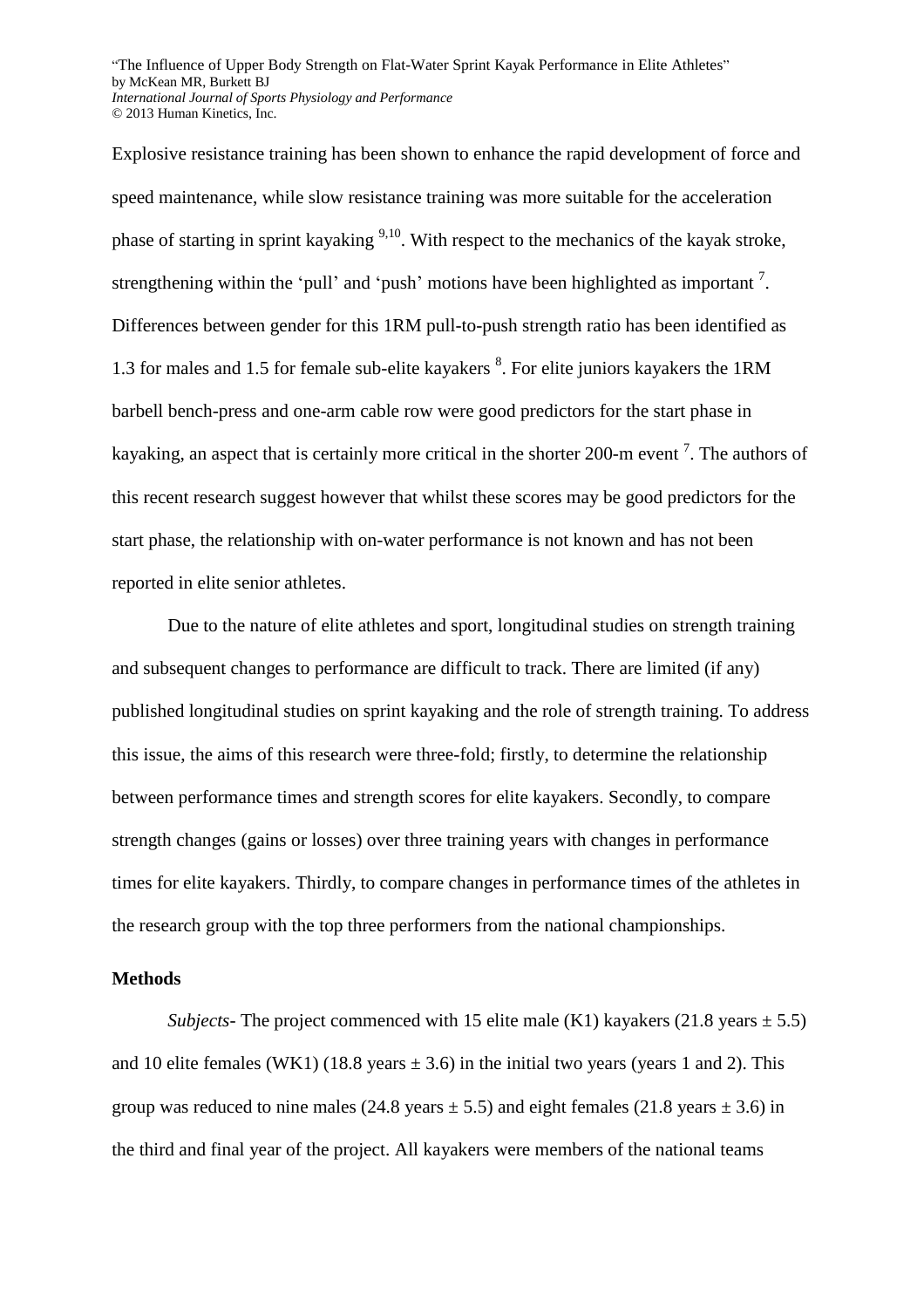Explosive resistance training has been shown to enhance the rapid development of force and speed maintenance, while slow resistance training was more suitable for the acceleration phase of starting in sprint kayaking [9,10]. With respect to the mechanics of the kayak stroke, strengthening within the 'pull' and 'push' motions have been highlighted as important [7]. Differences between gender for this 1RM pull-to-push strength ratio has been identified as 1.3 for males and 1.5 for female sub-elite kayakers [8]. For elite juniors kayakers the 1RM barbell bench-press and one-arm cable row were good predictors for the start phase in kayaking, an aspect that is certainly more critical in the shorter 200-m event [7]. The authors of this recent research suggest however that whilst these scores may be good predictors for the start phase, the relationship with on-water performance is not known and has not been reported in elite senior athletes.

Due to the nature of elite athletes and sport, longitudinal studies on strength training and subsequent changes to performance are difficult to track. There are limited (if any) published longitudinal studies on sprint kayaking and the role of strength training. To address this issue, the aims of this research were three-fold; firstly, to determine the relationship between performance times and strength scores for elite kayakers. Secondly, to compare strength changes (gains or losses) over three training years with changes in performance times for elite kayakers. Thirdly, to compare changes in performance times of the athletes in the research group with the top three performers from the national championships.

## Methods

*Subjects*- The project commenced with 15 elite male (K1) kayakers (21.8 years ± 5.5) and 10 elite females (WK1) (18.8 years ± 3.6) in the initial two years (years 1 and 2). This group was reduced to nine males (24.8 years ± 5.5) and eight females (21.8 years ± 3.6) in the third and final year of the project. All kayakers were members of the national teams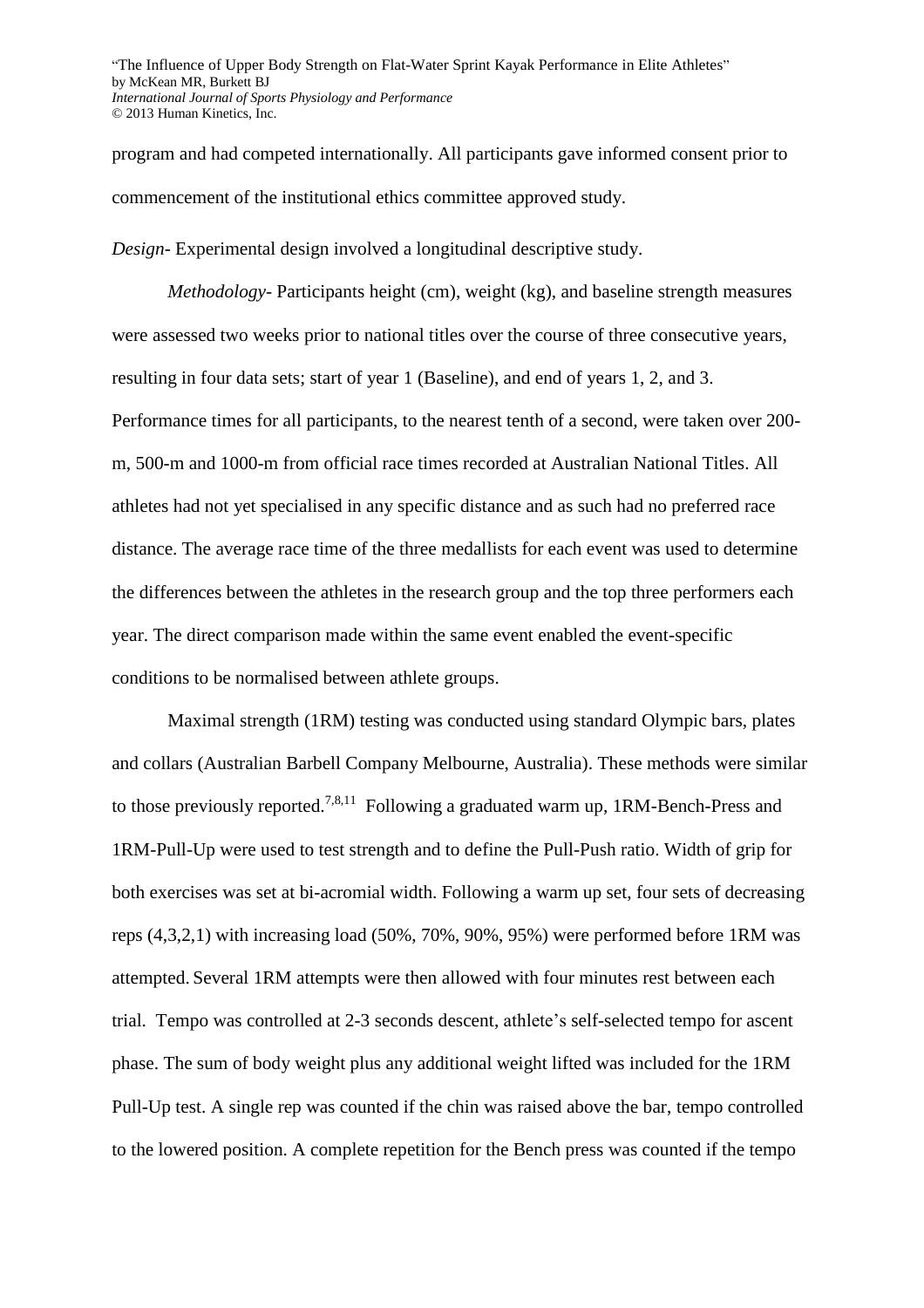program and had competed internationally. All participants gave informed consent prior to commencement of the institutional ethics committee approved study.

*Design*- Experimental design involved a longitudinal descriptive study.

*Methodology*- Participants height (cm), weight (kg), and baseline strength measures were assessed two weeks prior to national titles over the course of three consecutive years, resulting in four data sets; start of year 1 (Baseline), and end of years 1, 2, and 3. Performance times for all participants, to the nearest tenth of a second, were taken over 200-m, 500-m and 1000-m from official race times recorded at Australian National Titles. All athletes had not yet specialised in any specific distance and as such had no preferred race distance. The average race time of the three medallists for each event was used to determine the differences between the athletes in the research group and the top three performers each year. The direct comparison made within the same event enabled the event-specific conditions to be normalised between athlete groups.

Maximal strength (1RM) testing was conducted using standard Olympic bars, plates and collars (Australian Barbell Company Melbourne, Australia). These methods were similar to those previously reported.[7,8,11] Following a graduated warm up, 1RM-Bench-Press and 1RM-Pull-Up were used to test strength and to define the Pull-Push ratio. Width of grip for both exercises was set at bi-acromial width. Following a warm up set, four sets of decreasing reps (4,3,2,1) with increasing load (50%, 70%, 90%, 95%) were performed before 1RM was attempted. Several 1RM attempts were then allowed with four minutes rest between each trial. Tempo was controlled at 2-3 seconds descent, athlete's self-selected tempo for ascent phase. The sum of body weight plus any additional weight lifted was included for the 1RM Pull-Up test. A single rep was counted if the chin was raised above the bar, tempo controlled to the lowered position. A complete repetition for the Bench press was counted if the tempo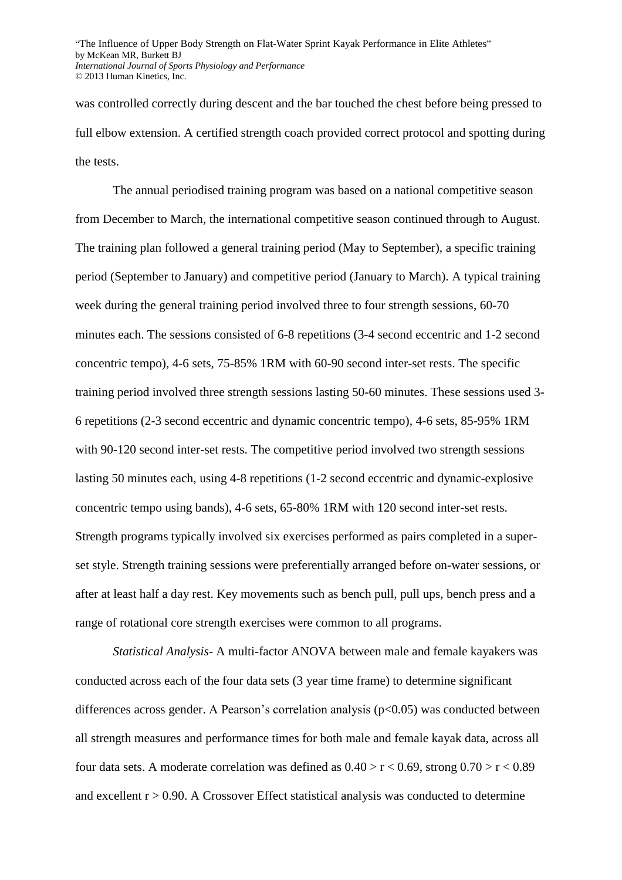was controlled correctly during descent and the bar touched the chest before being pressed to full elbow extension. A certified strength coach provided correct protocol and spotting during the tests.

The annual periodised training program was based on a national competitive season from December to March, the international competitive season continued through to August. The training plan followed a general training period (May to September), a specific training period (September to January) and competitive period (January to March). A typical training week during the general training period involved three to four strength sessions, 60-70 minutes each. The sessions consisted of 6-8 repetitions (3-4 second eccentric and 1-2 second concentric tempo), 4-6 sets, 75-85% 1RM with 60-90 second inter-set rests. The specific training period involved three strength sessions lasting 50-60 minutes. These sessions used 3-6 repetitions (2-3 second eccentric and dynamic concentric tempo), 4-6 sets, 85-95% 1RM with 90-120 second inter-set rests. The competitive period involved two strength sessions lasting 50 minutes each, using 4-8 repetitions (1-2 second eccentric and dynamic-explosive concentric tempo using bands), 4-6 sets, 65-80% 1RM with 120 second inter-set rests. Strength programs typically involved six exercises performed as pairs completed in a super-set style. Strength training sessions were preferentially arranged before on-water sessions, or after at least half a day rest. Key movements such as bench pull, pull ups, bench press and a range of rotational core strength exercises were common to all programs.

*Statistical Analysis-* A multi-factor ANOVA between male and female kayakers was conducted across each of the four data sets (3 year time frame) to determine significant differences across gender. A Pearson's correlation analysis ($p<0.05$) was conducted between all strength measures and performance times for both male and female kayak data, across all four data sets. A moderate correlation was defined as $0.40 > r < 0.69$, strong $0.70 > r < 0.89$ and excellent $r > 0.90$. A Crossover Effect statistical analysis was conducted to determine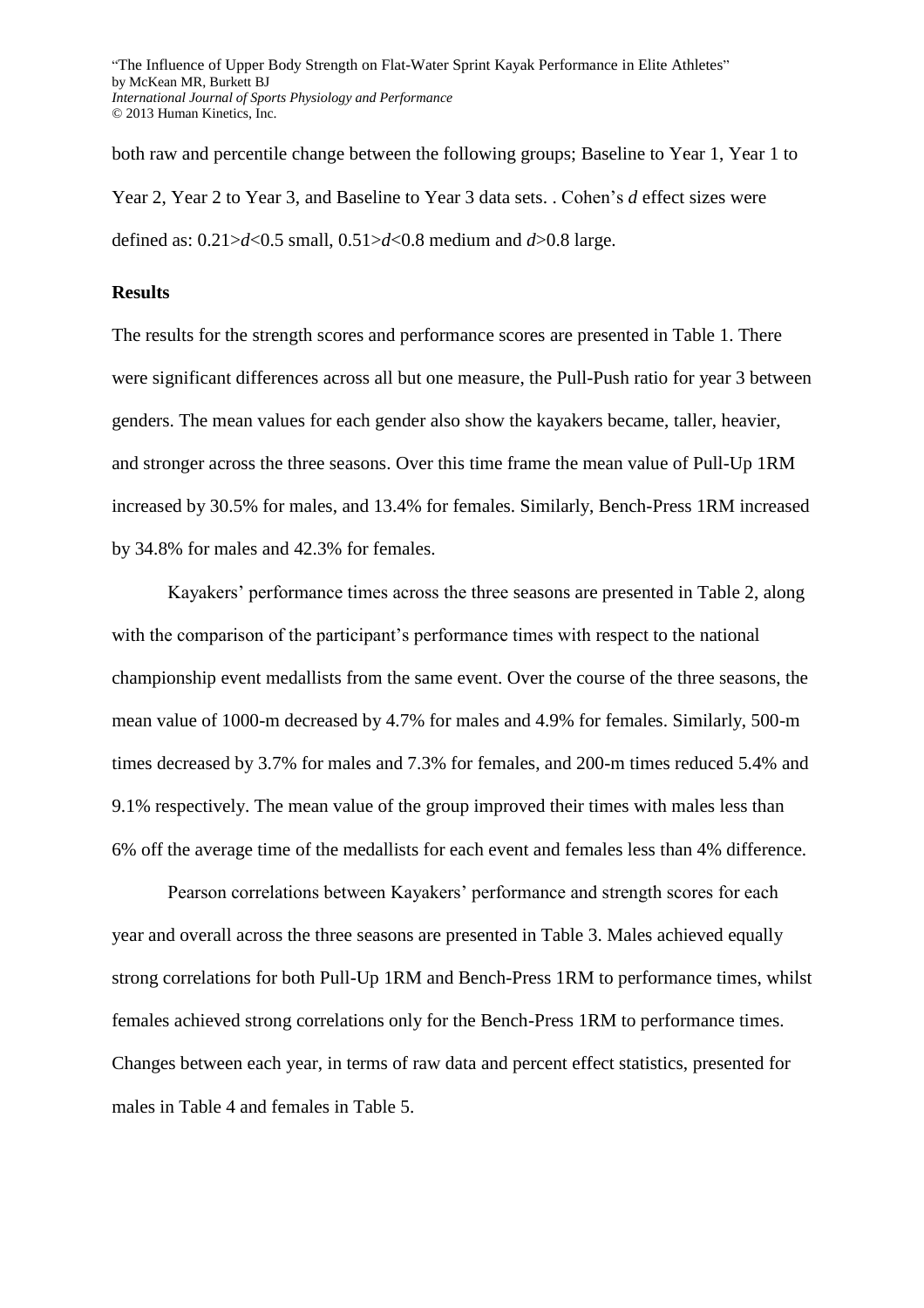both raw and percentile change between the following groups; Baseline to Year 1, Year 1 to Year 2, Year 2 to Year 3, and Baseline to Year 3 data sets. . Cohen's *d* effect sizes were defined as: $0.21>d<0.5$ small, $0.51>d<0.8$ medium and $d>0.8$ large.

## Results

The results for the strength scores and performance scores are presented in Table 1. There were significant differences across all but one measure, the Pull-Push ratio for year 3 between genders. The mean values for each gender also show the kayakers became, taller, heavier, and stronger across the three seasons. Over this time frame the mean value of Pull-Up 1RM increased by 30.5% for males, and 13.4% for females. Similarly, Bench-Press 1RM increased by 34.8% for males and 42.3% for females.

Kayakers' performance times across the three seasons are presented in Table 2, along with the comparison of the participant's performance times with respect to the national championship event medallists from the same event. Over the course of the three seasons, the mean value of 1000-m decreased by 4.7% for males and 4.9% for females. Similarly, 500-m times decreased by 3.7% for males and 7.3% for females, and 200-m times reduced 5.4% and 9.1% respectively. The mean value of the group improved their times with males less than 6% off the average time of the medallists for each event and females less than 4% difference.

Pearson correlations between Kayakers' performance and strength scores for each year and overall across the three seasons are presented in Table 3. Males achieved equally strong correlations for both Pull-Up 1RM and Bench-Press 1RM to performance times, whilst females achieved strong correlations only for the Bench-Press 1RM to performance times. Changes between each year, in terms of raw data and percent effect statistics, presented for males in Table 4 and females in Table 5.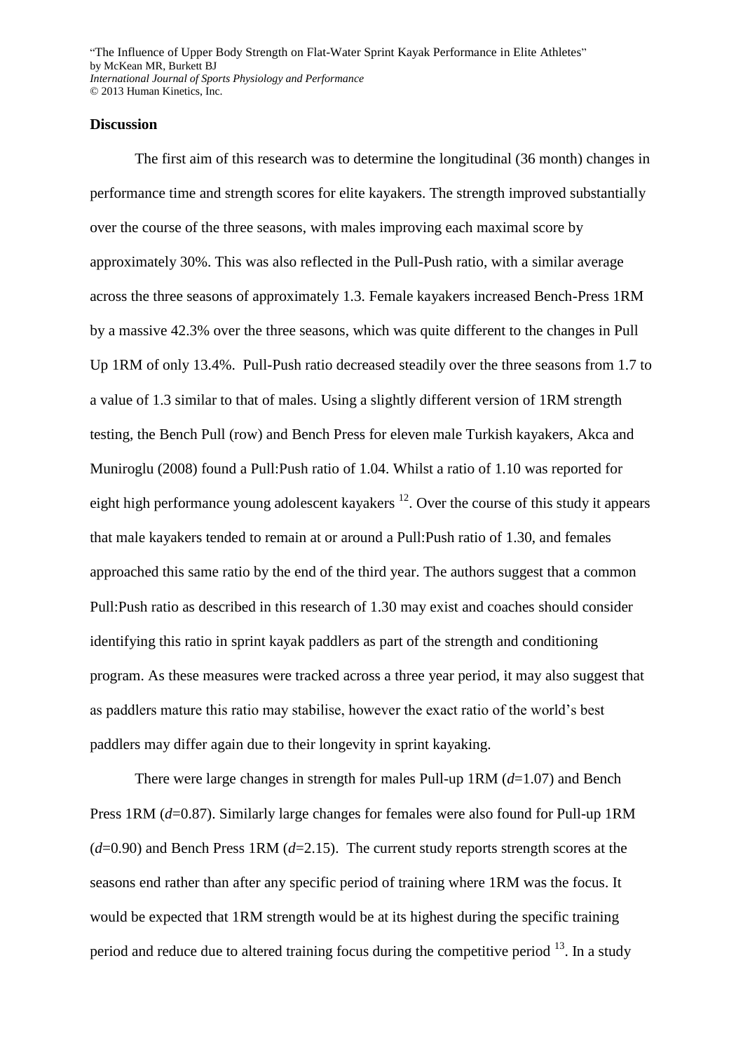## Discussion

The first aim of this research was to determine the longitudinal (36 month) changes in performance time and strength scores for elite kayakers. The strength improved substantially over the course of the three seasons, with males improving each maximal score by approximately 30%. This was also reflected in the Pull-Push ratio, with a similar average across the three seasons of approximately 1.3. Female kayakers increased Bench-Press 1RM by a massive 42.3% over the three seasons, which was quite different to the changes in Pull Up 1RM of only 13.4%. Pull-Push ratio decreased steadily over the three seasons from 1.7 to a value of 1.3 similar to that of males. Using a slightly different version of 1RM strength testing, the Bench Pull (row) and Bench Press for eleven male Turkish kayakers, Akca and Muniroglu (2008) found a Pull:Push ratio of 1.04. Whilst a ratio of 1.10 was reported for eight high performance young adolescent kayakers [12]. Over the course of this study it appears that male kayakers tended to remain at or around a Pull:Push ratio of 1.30, and females approached this same ratio by the end of the third year. The authors suggest that a common Pull:Push ratio as described in this research of 1.30 may exist and coaches should consider identifying this ratio in sprint kayak paddlers as part of the strength and conditioning program. As these measures were tracked across a three year period, it may also suggest that as paddlers mature this ratio may stabilise, however the exact ratio of the world's best paddlers may differ again due to their longevity in sprint kayaking.

There were large changes in strength for males Pull-up 1RM ($d$=1.07) and Bench Press 1RM ($d$=0.87). Similarly large changes for females were also found for Pull-up 1RM ($d$=0.90) and Bench Press 1RM ($d$=2.15). The current study reports strength scores at the seasons end rather than after any specific period of training where 1RM was the focus. It would be expected that 1RM strength would be at its highest during the specific training period and reduce due to altered training focus during the competitive period [13]. In a study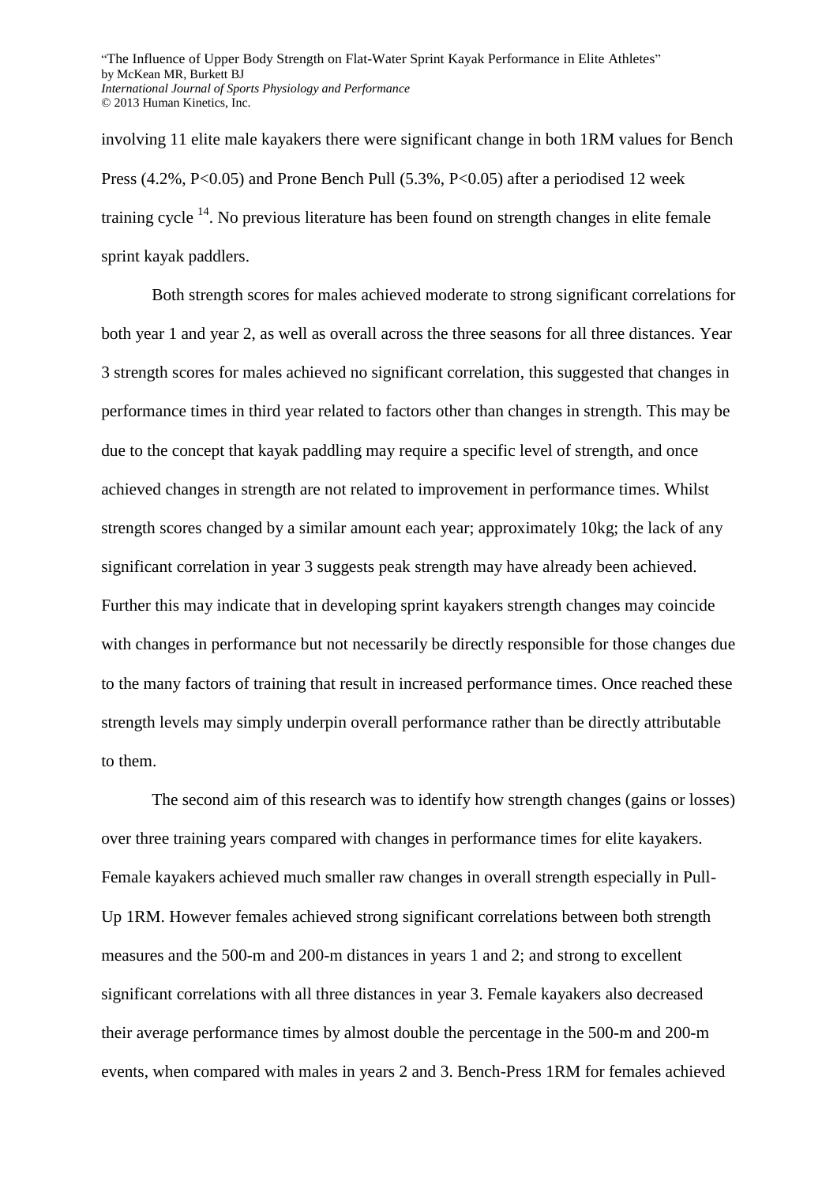involving 11 elite male kayakers there were significant change in both 1RM values for Bench Press (4.2%, $P<0.05$) and Prone Bench Pull (5.3%, $P<0.05$) after a periodised 12 week training cycle [14]. No previous literature has been found on strength changes in elite female sprint kayak paddlers.

Both strength scores for males achieved moderate to strong significant correlations for both year 1 and year 2, as well as overall across the three seasons for all three distances. Year 3 strength scores for males achieved no significant correlation, this suggested that changes in performance times in third year related to factors other than changes in strength. This may be due to the concept that kayak paddling may require a specific level of strength, and once achieved changes in strength are not related to improvement in performance times. Whilst strength scores changed by a similar amount each year; approximately 10kg; the lack of any significant correlation in year 3 suggests peak strength may have already been achieved. Further this may indicate that in developing sprint kayakers strength changes may coincide with changes in performance but not necessarily be directly responsible for those changes due to the many factors of training that result in increased performance times. Once reached these strength levels may simply underpin overall performance rather than be directly attributable to them.

The second aim of this research was to identify how strength changes (gains or losses) over three training years compared with changes in performance times for elite kayakers. Female kayakers achieved much smaller raw changes in overall strength especially in Pull-Up 1RM. However females achieved strong significant correlations between both strength measures and the 500-m and 200-m distances in years 1 and 2; and strong to excellent significant correlations with all three distances in year 3. Female kayakers also decreased their average performance times by almost double the percentage in the 500-m and 200-m events, when compared with males in years 2 and 3. Bench-Press 1RM for females achieved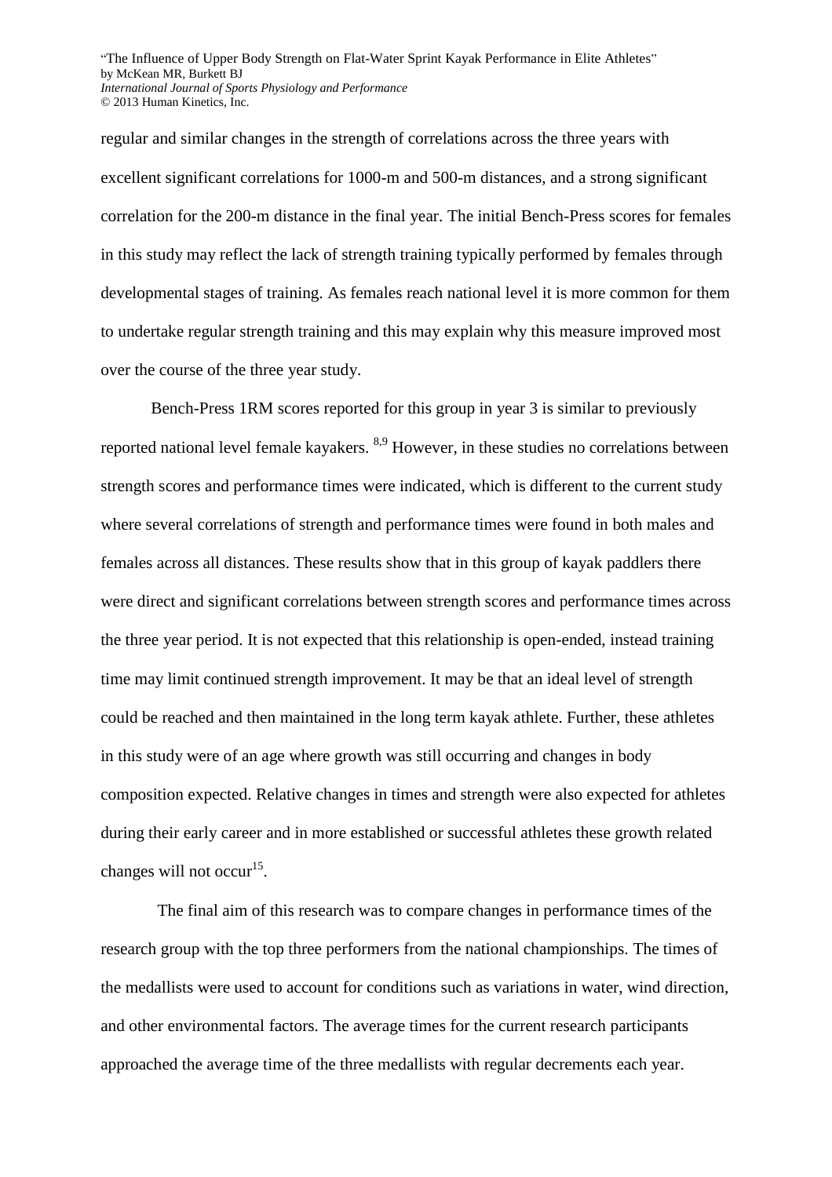regular and similar changes in the strength of correlations across the three years with excellent significant correlations for 1000-m and 500-m distances, and a strong significant correlation for the 200-m distance in the final year. The initial Bench-Press scores for females in this study may reflect the lack of strength training typically performed by females through developmental stages of training. As females reach national level it is more common for them to undertake regular strength training and this may explain why this measure improved most over the course of the three year study.

Bench-Press 1RM scores reported for this group in year 3 is similar to previously reported national level female kayakers. [8,9] However, in these studies no correlations between strength scores and performance times were indicated, which is different to the current study where several correlations of strength and performance times were found in both males and females across all distances. These results show that in this group of kayak paddlers there were direct and significant correlations between strength scores and performance times across the three year period. It is not expected that this relationship is open-ended, instead training time may limit continued strength improvement. It may be that an ideal level of strength could be reached and then maintained in the long term kayak athlete. Further, these athletes in this study were of an age where growth was still occurring and changes in body composition expected. Relative changes in times and strength were also expected for athletes during their early career and in more established or successful athletes these growth related changes will not occur[15].

The final aim of this research was to compare changes in performance times of the research group with the top three performers from the national championships. The times of the medallists were used to account for conditions such as variations in water, wind direction, and other environmental factors. The average times for the current research participants approached the average time of the three medallists with regular decrements each year.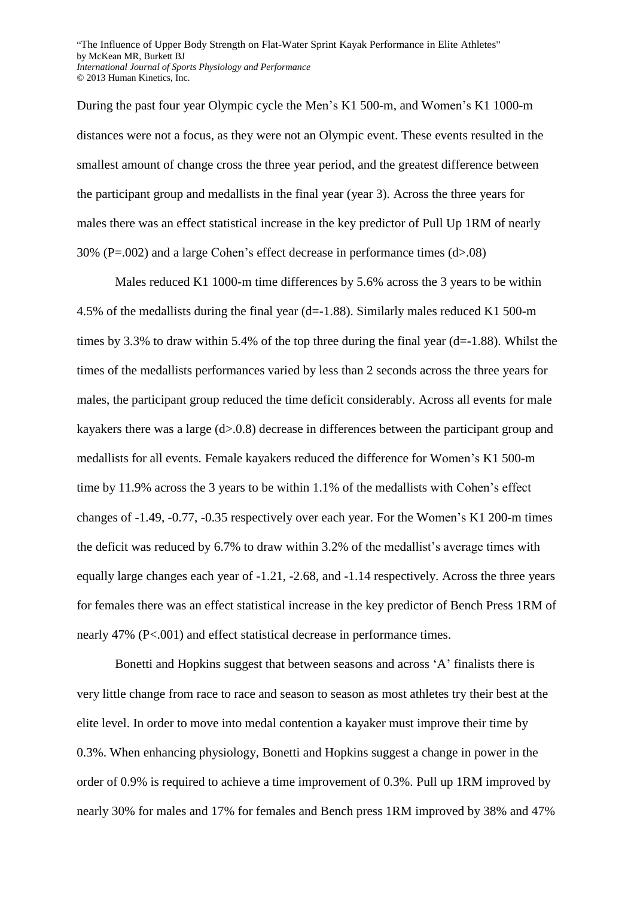During the past four year Olympic cycle the Men's K1 500-m, and Women's K1 1000-m distances were not a focus, as they were not an Olympic event. These events resulted in the smallest amount of change cross the three year period, and the greatest difference between the participant group and medallists in the final year (year 3). Across the three years for males there was an effect statistical increase in the key predictor of Pull Up 1RM of nearly 30% (P=.002) and a large Cohen's effect decrease in performance times (d>.08)

Males reduced K1 1000-m time differences by 5.6% across the 3 years to be within 4.5% of the medallists during the final year (d=-1.88). Similarly males reduced K1 500-m times by 3.3% to draw within 5.4% of the top three during the final year (d=-1.88). Whilst the times of the medallists performances varied by less than 2 seconds across the three years for males, the participant group reduced the time deficit considerably. Across all events for male kayakers there was a large (d>.0.8) decrease in differences between the participant group and medallists for all events. Female kayakers reduced the difference for Women's K1 500-m time by 11.9% across the 3 years to be within 1.1% of the medallists with Cohen's effect changes of -1.49, -0.77, -0.35 respectively over each year. For the Women's K1 200-m times the deficit was reduced by 6.7% to draw within 3.2% of the medallist's average times with equally large changes each year of -1.21, -2.68, and -1.14 respectively. Across the three years for females there was an effect statistical increase in the key predictor of Bench Press 1RM of nearly 47% (P<.001) and effect statistical decrease in performance times.

Bonetti and Hopkins suggest that between seasons and across 'A' finalists there is very little change from race to race and season to season as most athletes try their best at the elite level. In order to move into medal contention a kayaker must improve their time by 0.3%. When enhancing physiology, Bonetti and Hopkins suggest a change in power in the order of 0.9% is required to achieve a time improvement of 0.3%. Pull up 1RM improved by nearly 30% for males and 17% for females and Bench press 1RM improved by 38% and 47%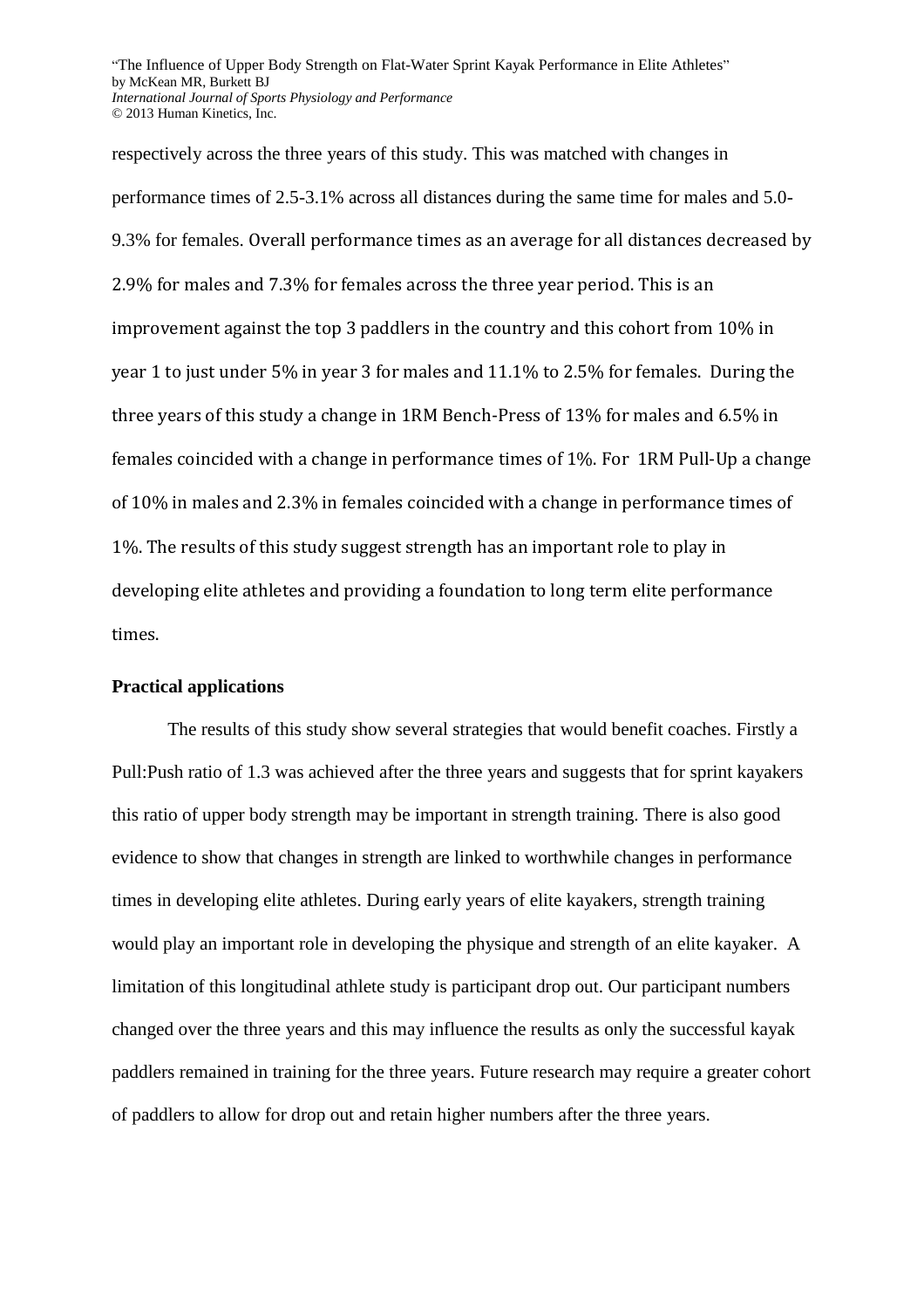respectively across the three years of this study. This was matched with changes in performance times of 2.5-3.1% across all distances during the same time for males and 5.0-9.3% for females. Overall performance times as an average for all distances decreased by 2.9% for males and 7.3% for females across the three year period. This is an improvement against the top 3 paddlers in the country and this cohort from 10% in year 1 to just under 5% in year 3 for males and 11.1% to 2.5% for females. During the three years of this study a change in 1RM Bench-Press of 13% for males and 6.5% in females coincided with a change in performance times of 1%. For 1RM Pull-Up a change of 10% in males and 2.3% in females coincided with a change in performance times of 1%. The results of this study suggest strength has an important role to play in developing elite athletes and providing a foundation to long term elite performance times.

## Practical applications

The results of this study show several strategies that would benefit coaches. Firstly a Pull:Push ratio of 1.3 was achieved after the three years and suggests that for sprint kayakers this ratio of upper body strength may be important in strength training. There is also good evidence to show that changes in strength are linked to worthwhile changes in performance times in developing elite athletes. During early years of elite kayakers, strength training would play an important role in developing the physique and strength of an elite kayaker. A limitation of this longitudinal athlete study is participant drop out. Our participant numbers changed over the three years and this may influence the results as only the successful kayak paddlers remained in training for the three years. Future research may require a greater cohort of paddlers to allow for drop out and retain higher numbers after the three years.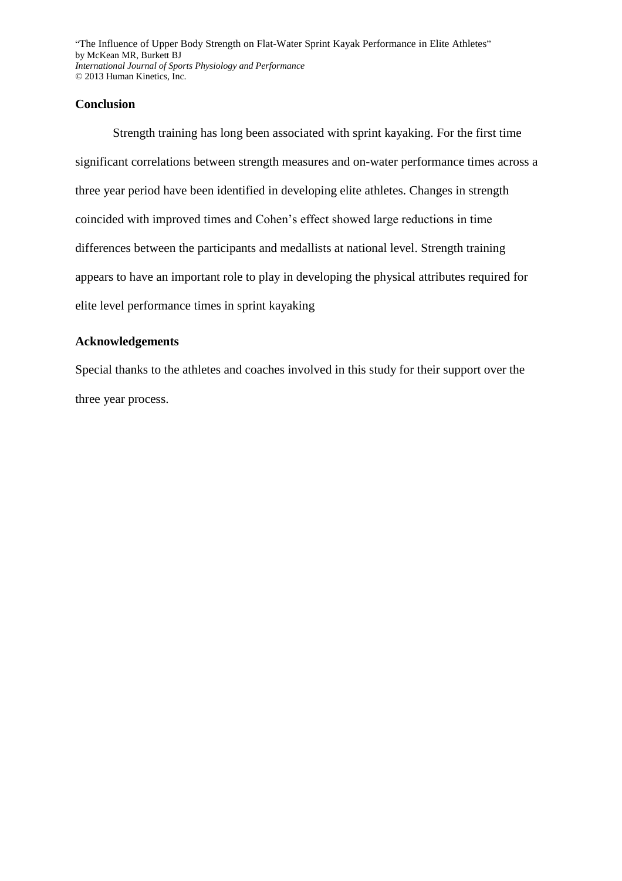## Conclusion

Strength training has long been associated with sprint kayaking. For the first time significant correlations between strength measures and on-water performance times across a three year period have been identified in developing elite athletes. Changes in strength coincided with improved times and Cohen's effect showed large reductions in time differences between the participants and medallists at national level. Strength training appears to have an important role to play in developing the physical attributes required for elite level performance times in sprint kayaking

## Acknowledgements

Special thanks to the athletes and coaches involved in this study for their support over the three year process.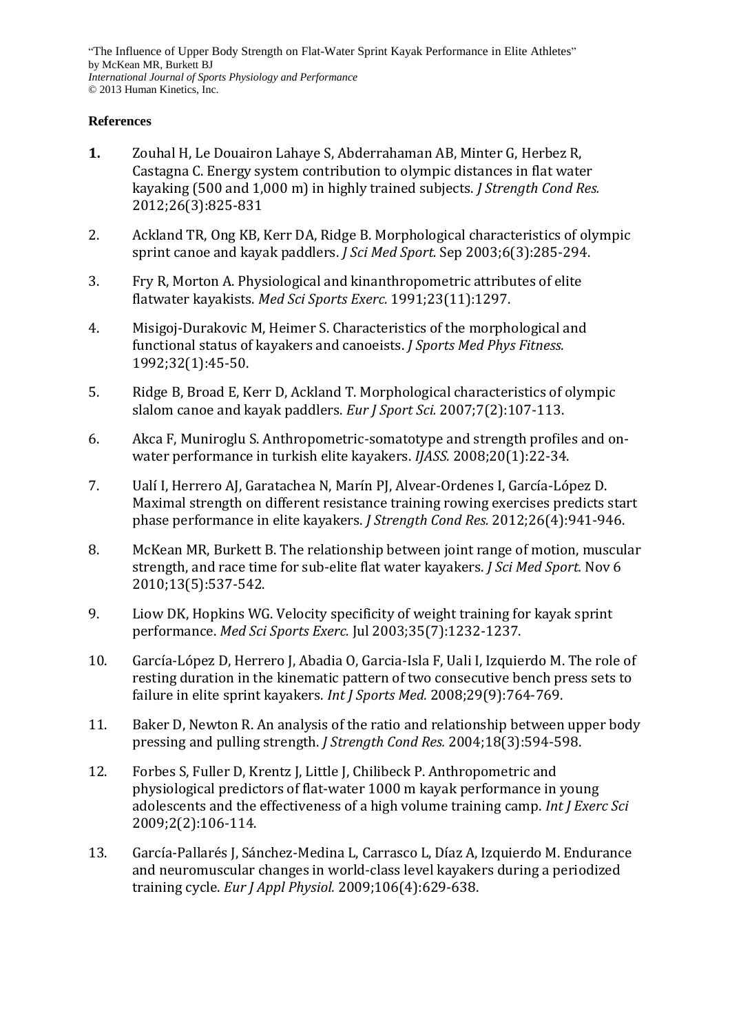**References**

1. Zouhal H, Le Douairon Lahaye S, Abderrahaman AB, Minter G, Herbez R, Castagna C. Energy system contribution to olympic distances in flat water kayaking (500 and 1,000 m) in highly trained subjects. *J Strength Cond Res.* 2012;26(3):825-831

2. Ackland TR, Ong KB, Kerr DA, Ridge B. Morphological characteristics of olympic sprint canoe and kayak paddlers. *J Sci Med Sport.* Sep 2003;6(3):285-294.

3. Fry R, Morton A. Physiological and kinanthropometric attributes of elite flatwater kayakists. *Med Sci Sports Exerc.* 1991;23(11):1297.

4. Misigoj-Durakovic M, Heimer S. Characteristics of the morphological and functional status of kayakers and canoeists. *J Sports Med Phys Fitness.* 1992;32(1):45-50.

5. Ridge B, Broad E, Kerr D, Ackland T. Morphological characteristics of olympic slalom canoe and kayak paddlers. *Eur J Sport Sci.* 2007;7(2):107-113.

6. Akca F, Muniroglu S. Anthropometric-somatotype and strength profiles and on-water performance in turkish elite kayakers. *IJASS.* 2008;20(1):22-34.

7. Ualí I, Herrero AJ, Garatachea N, Marín PJ, Alvear-Ordenes I, García-López D. Maximal strength on different resistance training rowing exercises predicts start phase performance in elite kayakers. *J Strength Cond Res.* 2012;26(4):941-946.

8. McKean MR, Burkett B. The relationship between joint range of motion, muscular strength, and race time for sub-elite flat water kayakers. *J Sci Med Sport.* Nov 6 2010;13(5):537-542.

9. Liow DK, Hopkins WG. Velocity specificity of weight training for kayak sprint performance. *Med Sci Sports Exerc.* Jul 2003;35(7):1232-1237.

10. García-López D, Herrero J, Abadia O, Garcia-Isla F, Uali I, Izquierdo M. The role of resting duration in the kinematic pattern of two consecutive bench press sets to failure in elite sprint kayakers. *Int J Sports Med.* 2008;29(9):764-769.

11. Baker D, Newton R. An analysis of the ratio and relationship between upper body pressing and pulling strength. *J Strength Cond Res.* 2004;18(3):594-598.

12. Forbes S, Fuller D, Krentz J, Little J, Chilibeck P. Anthropometric and physiological predictors of flat-water 1000 m kayak performance in young adolescents and the effectiveness of a high volume training camp. *Int J Exerc Sci* 2009;2(2):106-114.

13. García-Pallarés J, Sánchez-Medina L, Carrasco L, Díaz A, Izquierdo M. Endurance and neuromuscular changes in world-class level kayakers during a periodized training cycle. *Eur J Appl Physiol.* 2009;106(4):629-638.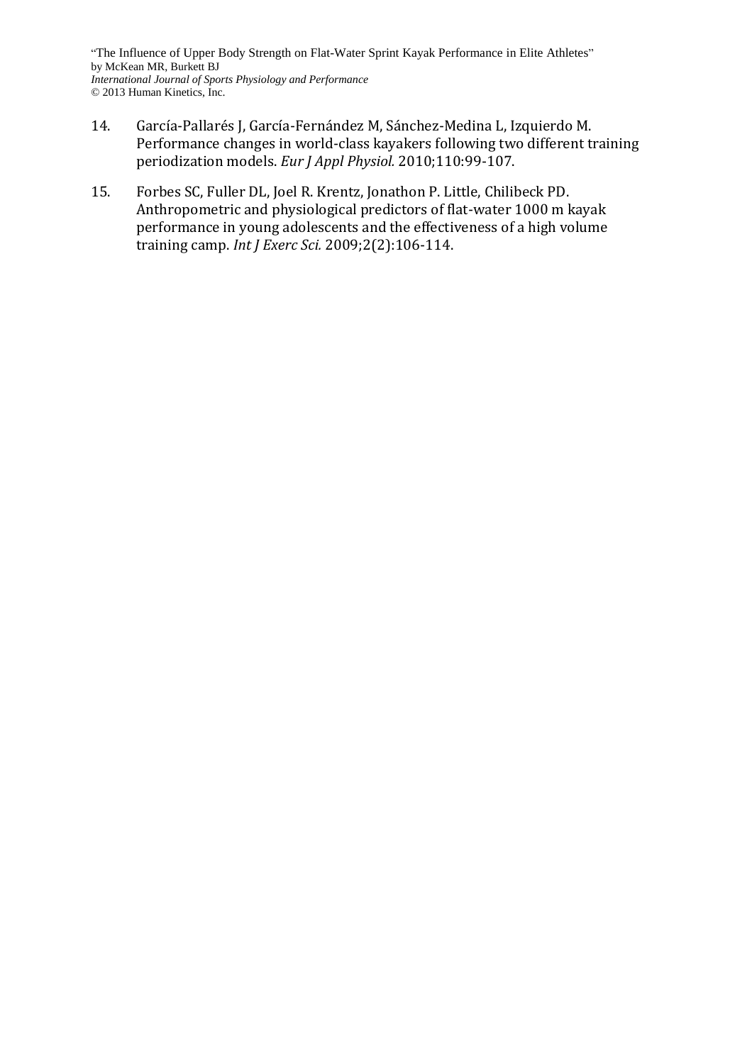14. García-Pallarés J, García-Fernández M, Sánchez-Medina L, Izquierdo M. Performance changes in world-class kayakers following two different training periodization models. *Eur J Appl Physiol.* 2010;110:99-107.

15. Forbes SC, Fuller DL, Joel R. Krentz, Jonathon P. Little, Chilibeck PD. Anthropometric and physiological predictors of flat-water 1000 m kayak performance in young adolescents and the effectiveness of a high volume training camp. *Int J Exerc Sci.* 2009;2(2):106-114.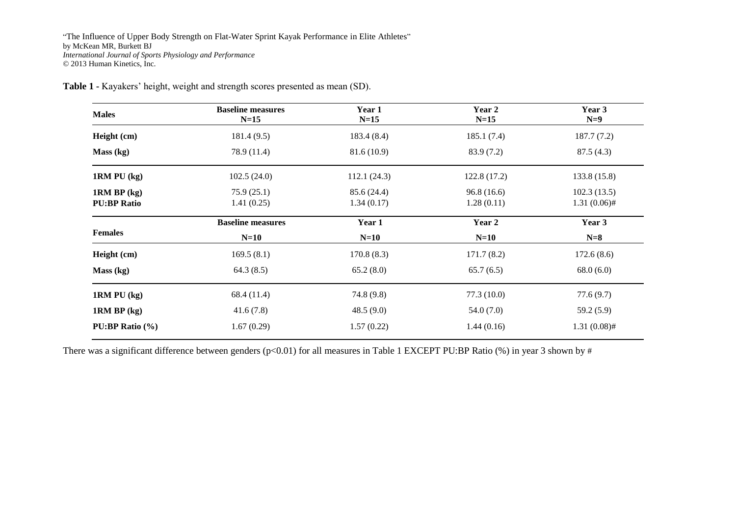"The Influence of Upper Body Strength on Flat-Water Sprint Kayak Performance in Elite Athletes"
by McKean MR, Burkett BJ
*International Journal of Sports Physiology and Performance*
© 2013 Human Kinetics, Inc.

**Table 1 -** Kayakers' height, weight and strength scores presented as mean (SD).

| **Males** | **Baseline measures N=15** | **Year 1 N=15** | **Year 2 N=15** | **Year 3 N=9** |
|---|---|---|---|---|
| **Height (cm)** | 181.4 (9.5) | 183.4 (8.4) | 185.1 (7.4) | 187.7 (7.2) |
| **Mass (kg)** | 78.9 (11.4) | 81.6 (10.9) | 83.9 (7.2) | 87.5 (4.3) |
| **1RM PU (kg)** | 102.5 (24.0) | 112.1 (24.3) | 122.8 (17.2) | 133.8 (15.8) |
| **1RM BP (kg)** | 75.9 (25.1) | 85.6 (24.4) | 96.8 (16.6) | 102.3 (13.5) |
| **PU:BP Ratio** | 1.41 (0.25) | 1.34 (0.17) | 1.28 (0.11) | 1.31 (0.06)# |
| **Females** | **Baseline measures N=10** | **Year 1 N=10** | **Year 2 N=10** | **Year 3 N=8** |
| **Height (cm)** | 169.5 (8.1) | 170.8 (8.3) | 171.7 (8.2) | 172.6 (8.6) |
| **Mass (kg)** | 64.3 (8.5) | 65.2 (8.0) | 65.7 (6.5) | 68.0 (6.0) |
| **1RM PU (kg)** | 68.4 (11.4) | 74.8 (9.8) | 77.3 (10.0) | 77.6 (9.7) |
| **1RM BP (kg)** | 41.6 (7.8) | 48.5 (9.0) | 54.0 (7.0) | 59.2 (5.9) |
| **PU:BP Ratio (%)** | 1.67 (0.29) | 1.57 (0.22) | 1.44 (0.16) | 1.31 (0.08)# |

There was a significant difference between genders ($p<0.01$) for all measures in Table 1 EXCEPT PU:BP Ratio (%) in year 3 shown by #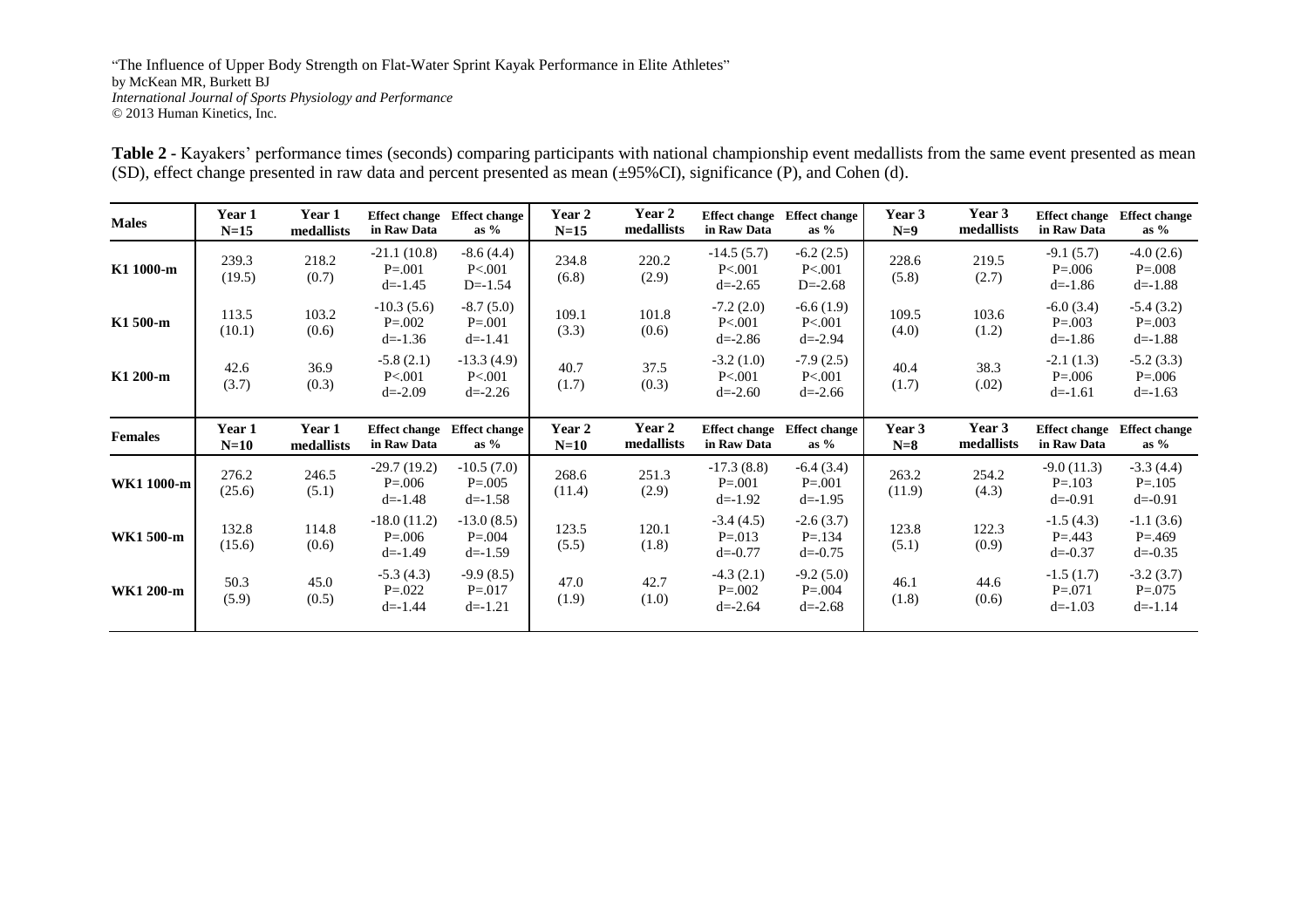"The Influence of Upper Body Strength on Flat-Water Sprint Kayak Performance in Elite Athletes"
by McKean MR, Burkett BJ
*International Journal of Sports Physiology and Performance*
© 2013 Human Kinetics, Inc.

**Table 2 -** Kayakers' performance times (seconds) comparing participants with national championship event medallists from the same event presented as mean (SD), effect change presented in raw data and percent presented as mean (±95%CI), significance (P), and Cohen (d).

| Males | Year 1 N=15 | Year 1 medallists | Effect change in Raw Data | Effect change as % | Year 2 N=15 | Year 2 medallists | Effect change in Raw Data | Effect change as % | Year 3 N=9 | Year 3 medallists | Effect change in Raw Data | Effect change as % |
|---|---|---|---|---|---|---|---|---|---|---|---|---|
| K1 1000-m | 239.3 (19.5) | 218.2 (0.7) | -21.1 (10.8) P=.001 d=-1.45 | -8.6 (4.4) P<.001 D=-1.54 | 234.8 (6.8) | 220.2 (2.9) | -14.5 (5.7) P<.001 d=-2.65 | -6.2 (2.5) P<.001 D=-2.68 | 228.6 (5.8) | 219.5 (2.7) | -9.1 (5.7) P=.006 d=-1.86 | -4.0 (2.6) P=.008 d=-1.88 |
| K1 500-m | 113.5 (10.1) | 103.2 (0.6) | -10.3 (5.6) P=.002 d=-1.36 | -8.7 (5.0) P=.001 d=-1.41 | 109.1 (3.3) | 101.8 (0.6) | -7.2 (2.0) P<.001 d=-2.86 | -6.6 (1.9) P<.001 d=-2.94 | 109.5 (4.0) | 103.6 (1.2) | -6.0 (3.4) P=.003 d=-1.86 | -5.4 (3.2) P=.003 d=-1.88 |
| K1 200-m | 42.6 (3.7) | 36.9 (0.3) | -5.8 (2.1) P<.001 d=-2.09 | -13.3 (4.9) P<.001 d=-2.26 | 40.7 (1.7) | 37.5 (0.3) | -3.2 (1.0) P<.001 d=-2.60 | -7.9 (2.5) P<.001 d=-2.66 | 40.4 (1.7) | 38.3 (.02) | -2.1 (1.3) P=.006 d=-1.61 | -5.2 (3.3) P=.006 d=-1.63 |
| **Females** | **Year 1 N=10** | **Year 1 medallists** | **Effect change in Raw Data** | **Effect change as %** | **Year 2 N=10** | **Year 2 medallists** | **Effect change in Raw Data** | **Effect change as %** | **Year 3 N=8** | **Year 3 medallists** | **Effect change in Raw Data** | **Effect change as %** |
| WK1 1000-m | 276.2 (25.6) | 246.5 (5.1) | -29.7 (19.2) P=.006 d=-1.48 | -10.5 (7.0) P=.005 d=-1.58 | 268.6 (11.4) | 251.3 (2.9) | -17.3 (8.8) P=.001 d=-1.92 | -6.4 (3.4) P=.001 d=-1.95 | 263.2 (11.9) | 254.2 (4.3) | -9.0 (11.3) P=.103 d=-0.91 | -3.3 (4.4) P=.105 d=-0.91 |
| WK1 500-m | 132.8 (15.6) | 114.8 (0.6) | -18.0 (11.2) P=.006 d=-1.49 | -13.0 (8.5) P=.004 d=-1.59 | 123.5 (5.5) | 120.1 (1.8) | -3.4 (4.5) P=.013 d=-0.77 | -2.6 (3.7) P=.134 d=-0.75 | 123.8 (5.1) | 122.3 (0.9) | -1.5 (4.3) P=.443 d=-0.37 | -1.1 (3.6) P=.469 d=-0.35 |
| WK1 200-m | 50.3 (5.9) | 45.0 (0.5) | -5.3 (4.3) P=.022 d=-1.44 | -9.9 (8.5) P=.017 d=-1.21 | 47.0 (1.9) | 42.7 (1.0) | -4.3 (2.1) P=.002 d=-2.64 | -9.2 (5.0) P=.004 d=-2.68 | 46.1 (1.8) | 44.6 (0.6) | -1.5 (1.7) P=.071 d=-1.03 | -3.2 (3.7) P=.075 d=-1.14 |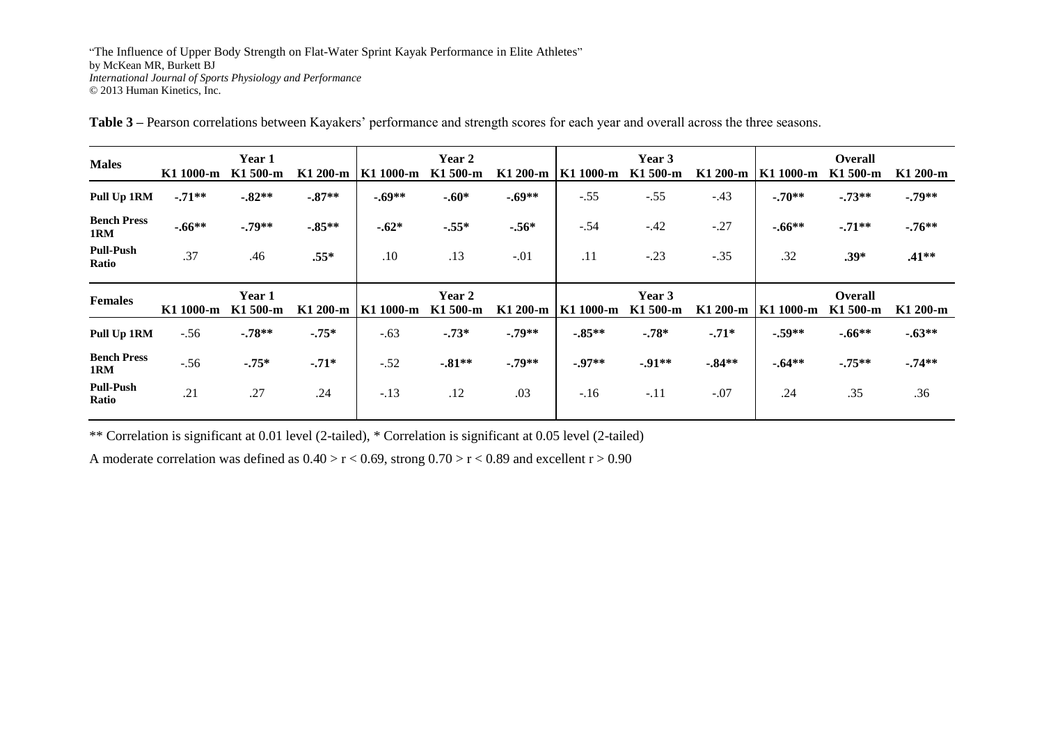**Table 3 –** Pearson correlations between Kayakers' performance and strength scores for each year and overall across the three seasons.

| Males | Year 1 | | | Year 2 | | | Year 3 | | | Overall | | |
|---|---|---|---|---|---|---|---|---|---|---|---|---|
| | K1 1000-m | K1 500-m | K1 200-m | K1 1000-m | K1 500-m | K1 200-m | K1 1000-m | K1 500-m | K1 200-m | K1 1000-m | K1 500-m | K1 200-m |
| **Pull Up 1RM** | **-.71**** | **-.82**** | **-.87**** | **-.69**** | **-.60*** | **-.69**** | -.55 | -.55 | -.43 | **-.70**** | **-.73**** | **-.79**** |
| **Bench Press 1RM** | **-.66**** | **-.79**** | **-.85**** | **-.62*** | **-.55*** | **-.56*** | -.54 | -.42 | -.27 | **-.66**** | **-.71**** | **-.76**** |
| **Pull-Push Ratio** | .37 | .46 | **.55*** | .10 | .13 | -.01 | .11 | -.23 | -.35 | .32 | **.39*** | **.41**** |
| **Females** | **Year 1** | | | **Year 2** | | | **Year 3** | | | **Overall** | | |
| | **K1 1000-m** | **K1 500-m** | **K1 200-m** | **K1 1000-m** | **K1 500-m** | **K1 200-m** | **K1 1000-m** | **K1 500-m** | **K1 200-m** | **K1 1000-m** | **K1 500-m** | **K1 200-m** |
| **Pull Up 1RM** | -.56 | **-.78**** | **-.75*** | -.63 | **-.73*** | **-.79**** | **-.85**** | **-.78*** | **-.71*** | **-.59**** | **-.66**** | **-.63**** |
| **Bench Press 1RM** | -.56 | **-.75*** | **-.71*** | -.52 | **-.81**** | **-.79**** | **-.97**** | **-.91**** | **-.84**** | **-.64**** | **-.75**** | **-.74**** |
| **Pull-Push Ratio** | .21 | .27 | .24 | -.13 | .12 | .03 | -.16 | -.11 | -.07 | .24 | .35 | .36 |

** Correlation is significant at 0.01 level (2-tailed), * Correlation is significant at 0.05 level (2-tailed)

A moderate correlation was defined as $0.40 > r < 0.69$, strong $0.70 > r < 0.89$ and excellent $r > 0.90$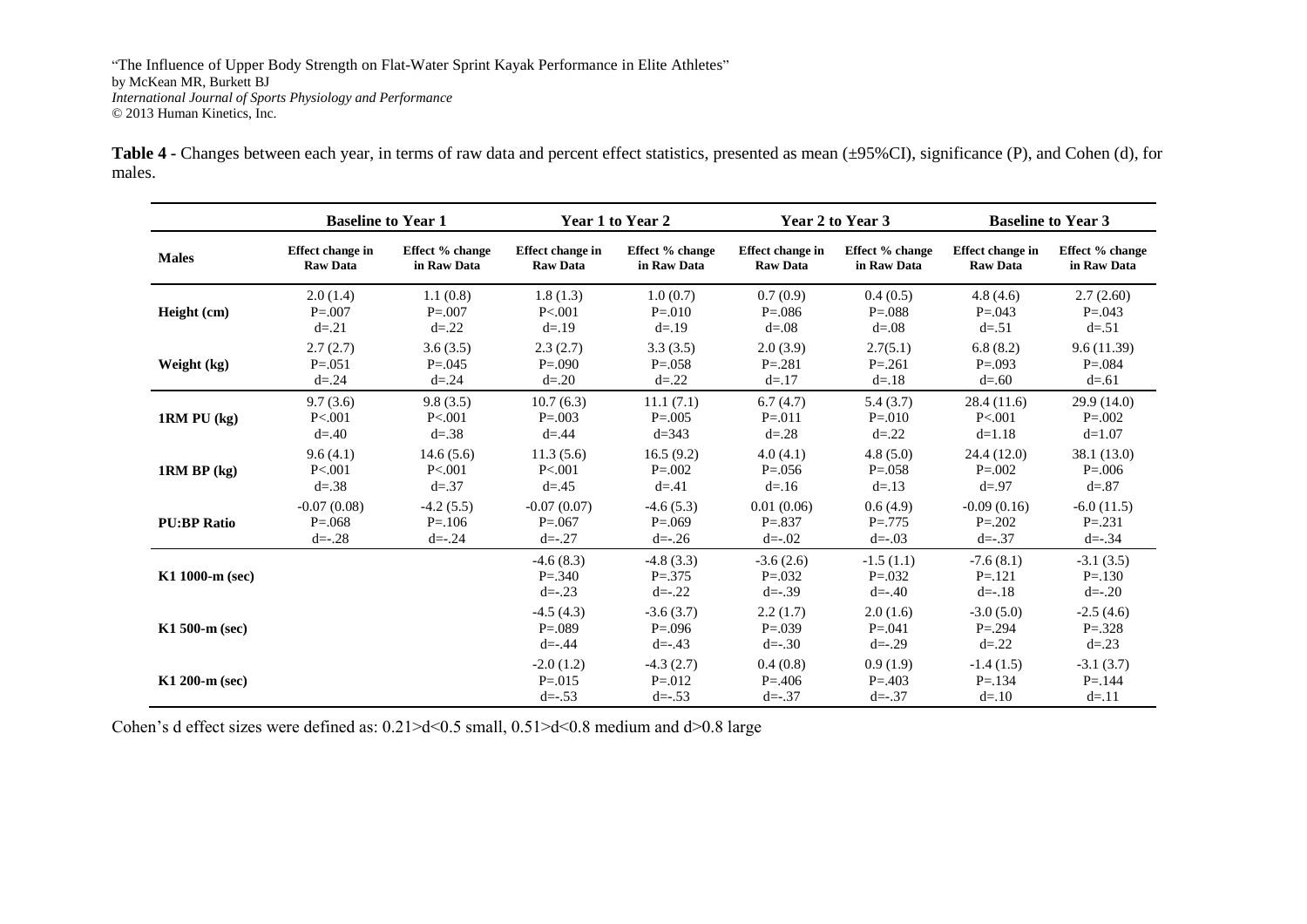"The Influence of Upper Body Strength on Flat-Water Sprint Kayak Performance in Elite Athletes"
by McKean MR, Burkett BJ
*International Journal of Sports Physiology and Performance*
© 2013 Human Kinetics, Inc.

**Table 4** - Changes between each year, in terms of raw data and percent effect statistics, presented as mean (±95%CI), significance (P), and Cohen (d), for males.

| | Baseline to Year 1 | | Year 1 to Year 2 | | Year 2 to Year 3 | | Baseline to Year 3 | |
|---|---|---|---|---|---|---|---|---|
| **Males** | **Effect change in Raw Data** | **Effect % change in Raw Data** | **Effect change in Raw Data** | **Effect % change in Raw Data** | **Effect change in Raw Data** | **Effect % change in Raw Data** | **Effect change in Raw Data** | **Effect % change in Raw Data** |
| **Height (cm)** | 2.0 (1.4) P=.007 d=.21 | 1.1 (0.8) P=.007 d=.22 | 1.8 (1.3) P<.001 d=.19 | 1.0 (0.7) P=.010 d=.19 | 0.7 (0.9) P=.086 d=.08 | 0.4 (0.5) P=.088 d=.08 | 4.8 (4.6) P=.043 d=.51 | 2.7 (2.60) P=.043 d=.51 |
| **Weight (kg)** | 2.7 (2.7) P=.051 d=.24 | 3.6 (3.5) P=.045 d=.24 | 2.3 (2.7) P=.090 d=.20 | 3.3 (3.5) P=.058 d=.22 | 2.0 (3.9) P=.281 d=.17 | 2.7(5.1) P=.261 d=.18 | 6.8 (8.2) P=.093 d=.60 | 9.6 (11.39) P=.084 d=.61 |
| **1RM PU (kg)** | 9.7 (3.6) P<.001 d=.40 | 9.8 (3.5) P<.001 d=.38 | 10.7 (6.3) P=.003 d=.44 | 11.1 (7.1) P=.005 d=343 | 6.7 (4.7) P=.011 d=.28 | 5.4 (3.7) P=.010 d=.22 | 28.4 (11.6) P<.001 d=1.18 | 29.9 (14.0) P=.002 d=1.07 |
| **1RM BP (kg)** | 9.6 (4.1) P<.001 d=.38 | 14.6 (5.6) P<.001 d=.37 | 11.3 (5.6) P<.001 d=.45 | 16.5 (9.2) P=.002 d=.41 | 4.0 (4.1) P=.056 d=.16 | 4.8 (5.0) P=.058 d=.13 | 24.4 (12.0) P=.002 d=.97 | 38.1 (13.0) P=.006 d=.87 |
| **PU:BP Ratio** | -0.07 (0.08) P=.068 d=-.28 | -4.2 (5.5) P=.106 d=-.24 | -0.07 (0.07) P=.067 d=-.27 | -4.6 (5.3) P=.069 d=-.26 | 0.01 (0.06) P=.837 d=-.02 | 0.6 (4.9) P=.775 d=-.03 | -0.09 (0.16) P=.202 d=-.37 | -6.0 (11.5) P=.231 d=-.34 |
| **K1 1000-m (sec)** | | | -4.6 (8.3) P=.340 d=-.23 | -4.8 (3.3) P=.375 d=-.22 | -3.6 (2.6) P=.032 d=-.39 | -1.5 (1.1) P=.032 d=-.40 | -7.6 (8.1) P=.121 d=-.18 | -3.1 (3.5) P=.130 d=-.20 |
| **K1 500-m (sec)** | | | -4.5 (4.3) P=.089 d=-.44 | -3.6 (3.7) P=.096 d=-.43 | 2.2 (1.7) P=.039 d=-.30 | 2.0 (1.6) P=.041 d=-.29 | -3.0 (5.0) P=.294 d=.22 | -2.5 (4.6) P=.328 d=.23 |
| **K1 200-m (sec)** | | | -2.0 (1.2) P=.015 d=-.53 | -4.3 (2.7) P=.012 d=-.53 | 0.4 (0.8) P=.406 d=-.37 | 0.9 (1.9) P=.403 d=-.37 | -1.4 (1.5) P=.134 d=.10 | -3.1 (3.7) P=.144 d=.11 |

Cohen's d effect sizes were defined as: 0.21>d<0.5 small, 0.51>d<0.8 medium and d>0.8 large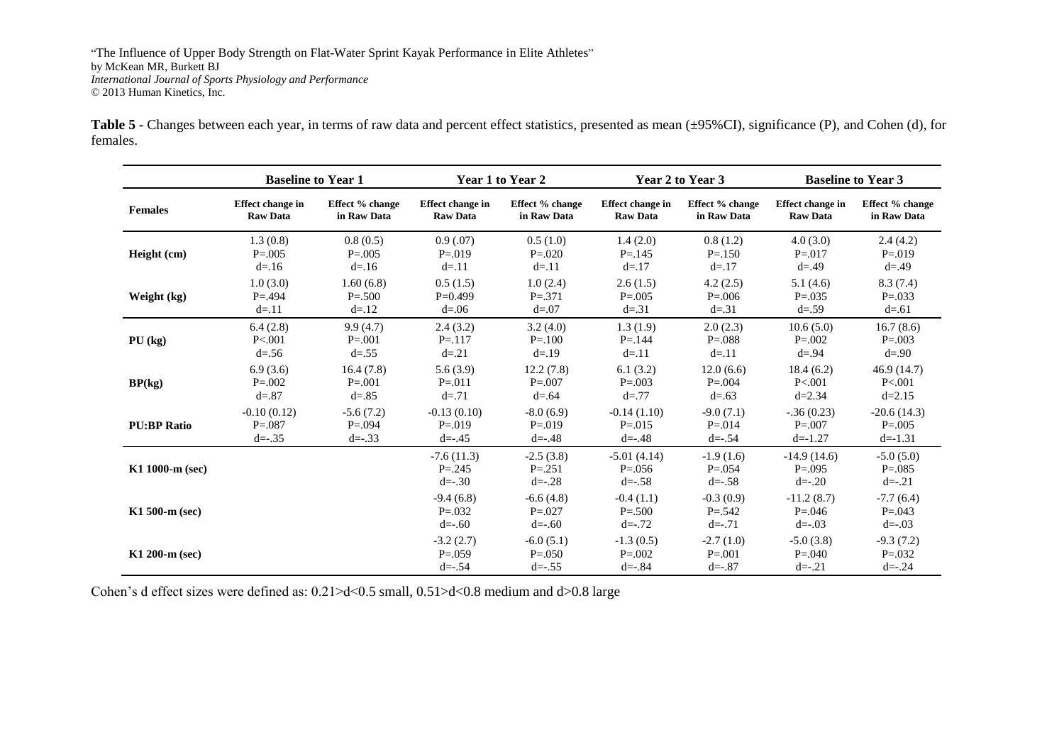"The Influence of Upper Body Strength on Flat-Water Sprint Kayak Performance in Elite Athletes"
by McKean MR, Burkett BJ
*International Journal of Sports Physiology and Performance*
© 2013 Human Kinetics, Inc.

**Table 5** - Changes between each year, in terms of raw data and percent effect statistics, presented as mean (±95%CI), significance (P), and Cohen (d), for females.

| | Baseline to Year 1 | | Year 1 to Year 2 | | Year 2 to Year 3 | | Baseline to Year 3 | |
|---|---|---|---|---|---|---|---|---|
| **Females** | **Effect change in Raw Data** | **Effect % change in Raw Data** | **Effect change in Raw Data** | **Effect % change in Raw Data** | **Effect change in Raw Data** | **Effect % change in Raw Data** | **Effect change in Raw Data** | **Effect % change in Raw Data** |
| **Height (cm)** | 1.3 (0.8) P=.005 d=.16 | 0.8 (0.5) P=.005 d=.16 | 0.9 (.07) P=.019 d=.11 | 0.5 (1.0) P=.020 d=.11 | 1.4 (2.0) P=.145 d=.17 | 0.8 (1.2) P=.150 d=.17 | 4.0 (3.0) P=.017 d=.49 | 2.4 (4.2) P=.019 d=.49 |
| **Weight (kg)** | 1.0 (3.0) P=.494 d=.11 | 1.60 (6.8) P=.500 d=.12 | 0.5 (1.5) P=0.499 d=.06 | 1.0 (2.4) P=.371 d=.07 | 2.6 (1.5) P=.005 d=.31 | 4.2 (2.5) P=.006 d=.31 | 5.1 (4.6) P=.035 d=.59 | 8.3 (7.4) P=.033 d=.61 |
| **PU (kg)** | 6.4 (2.8) P<.001 d=.56 | 9.9 (4.7) P=.001 d=.55 | 2.4 (3.2) P=.117 d=.21 | 3.2 (4.0) P=.100 d=.19 | 1.3 (1.9) P=.144 d=.11 | 2.0 (2.3) P=.088 d=.11 | 10.6 (5.0) P=.002 d=.94 | 16.7 (8.6) P=.003 d=.90 |
| **BP(kg)** | 6.9 (3.6) P=.002 d=.87 | 16.4 (7.8) P=.001 d=.85 | 5.6 (3.9) P=.011 d=.71 | 12.2 (7.8) P=.007 d=.64 | 6.1 (3.2) P=.003 d=.77 | 12.0 (6.6) P=.004 d=.63 | 18.4 (6.2) P<.001 d=2.34 | 46.9 (14.7) P<.001 d=2.15 |
| **PU:BP Ratio** | -0.10 (0.12) P=.087 d=-.35 | -5.6 (7.2) P=.094 d=-.33 | -0.13 (0.10) P=.019 d=-.45 | -8.0 (6.9) P=.019 d=-.48 | -0.14 (1.10) P=.015 d=-.48 | -9.0 (7.1) P=.014 d=-.54 | -.36 (0.23) P=.007 d=-1.27 | -20.6 (14.3) P=.005 d=-1.31 |
| **K1 1000-m (sec)** | | | -7.6 (11.3) P=.245 d=-.30 | -2.5 (3.8) P=.251 d=-.28 | -5.01 (4.14) P=.056 d=-.58 | -1.9 (1.6) P=.054 d=-.58 | -14.9 (14.6) P=.095 d=-.20 | -5.0 (5.0) P=.085 d=-.21 |
| **K1 500-m (sec)** | | | -9.4 (6.8) P=.032 d=-.60 | -6.6 (4.8) P=.027 d=-.60 | -0.4 (1.1) P=.500 d=-.72 | -0.3 (0.9) P=.542 d=-.71 | -11.2 (8.7) P=.046 d=-.03 | -7.7 (6.4) P=.043 d=-.03 |
| **K1 200-m (sec)** | | | -3.2 (2.7) P=.059 d=-.54 | -6.0 (5.1) P=.050 d=-.55 | -1.3 (0.5) P=.002 d=-.84 | -2.7 (1.0) P=.001 d=-.87 | -5.0 (3.8) P=.040 d=-.21 | -9.3 (7.2) P=.032 d=-.24 |

Cohen's d effect sizes were defined as: 0.21>d<0.5 small, 0.51>d<0.8 medium and d>0.8 large